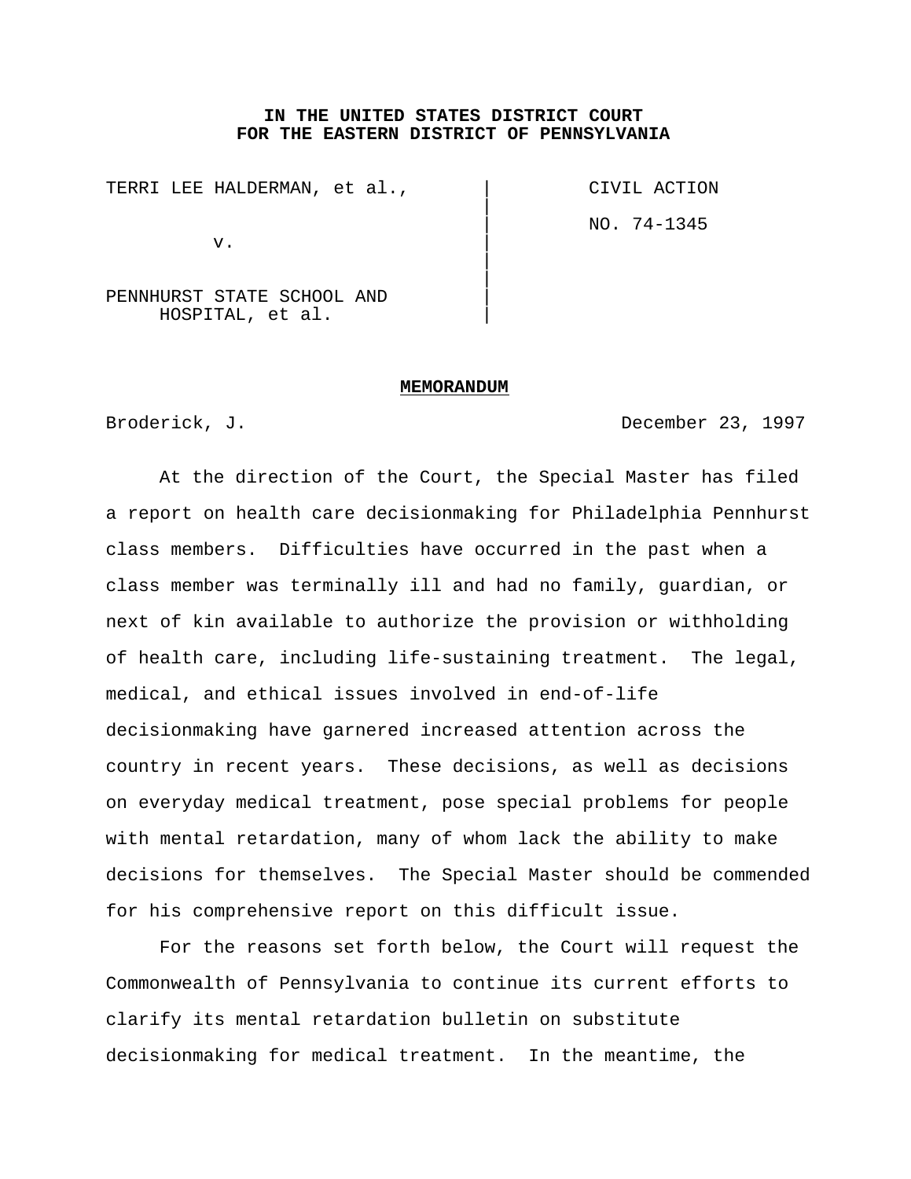**IN THE UNITED STATES DISTRICT COURT**
**FOR THE EASTERN DISTRICT OF PENNSYLVANIA**

| | |
|---|---|
| TERRI LEE HALDERMAN, et al., | CIVIL ACTION |
| v. | NO. 74-1345 |
| PENNHURST STATE SCHOOL AND HOSPITAL, et al. | |

**MEMORANDUM**

Broderick, J. December 23, 1997

At the direction of the Court, the Special Master has filed a report on health care decisionmaking for Philadelphia Pennhurst class members. Difficulties have occurred in the past when a class member was terminally ill and had no family, guardian, or next of kin available to authorize the provision or withholding of health care, including life-sustaining treatment. The legal, medical, and ethical issues involved in end-of-life decisionmaking have garnered increased attention across the country in recent years. These decisions, as well as decisions on everyday medical treatment, pose special problems for people with mental retardation, many of whom lack the ability to make decisions for themselves. The Special Master should be commended for his comprehensive report on this difficult issue.

For the reasons set forth below, the Court will request the Commonwealth of Pennsylvania to continue its current efforts to clarify its mental retardation bulletin on substitute decisionmaking for medical treatment. In the meantime, the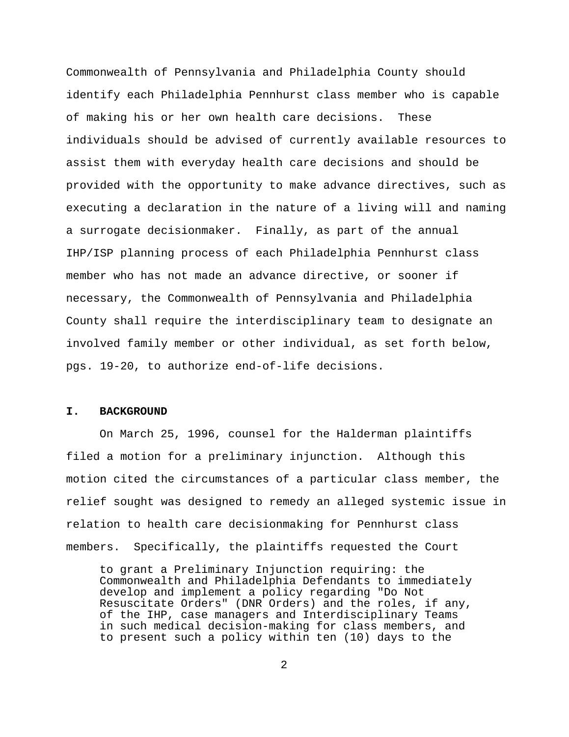Commonwealth of Pennsylvania and Philadelphia County should identify each Philadelphia Pennhurst class member who is capable of making his or her own health care decisions. These individuals should be advised of currently available resources to assist them with everyday health care decisions and should be provided with the opportunity to make advance directives, such as executing a declaration in the nature of a living will and naming a surrogate decisionmaker. Finally, as part of the annual IHP/ISP planning process of each Philadelphia Pennhurst class member who has not made an advance directive, or sooner if necessary, the Commonwealth of Pennsylvania and Philadelphia County shall require the interdisciplinary team to designate an involved family member or other individual, as set forth below, pgs. 19-20, to authorize end-of-life decisions.

## I. BACKGROUND

On March 25, 1996, counsel for the Halderman plaintiffs filed a motion for a preliminary injunction. Although this motion cited the circumstances of a particular class member, the relief sought was designed to remedy an alleged systemic issue in relation to health care decisionmaking for Pennhurst class members. Specifically, the plaintiffs requested the Court

> to grant a Preliminary Injunction requiring: the Commonwealth and Philadelphia Defendants to immediately develop and implement a policy regarding "Do Not Resuscitate Orders" (DNR Orders) and the roles, if any, of the IHP, case managers and Interdisciplinary Teams in such medical decision-making for class members, and to present such a policy within ten (10) days to the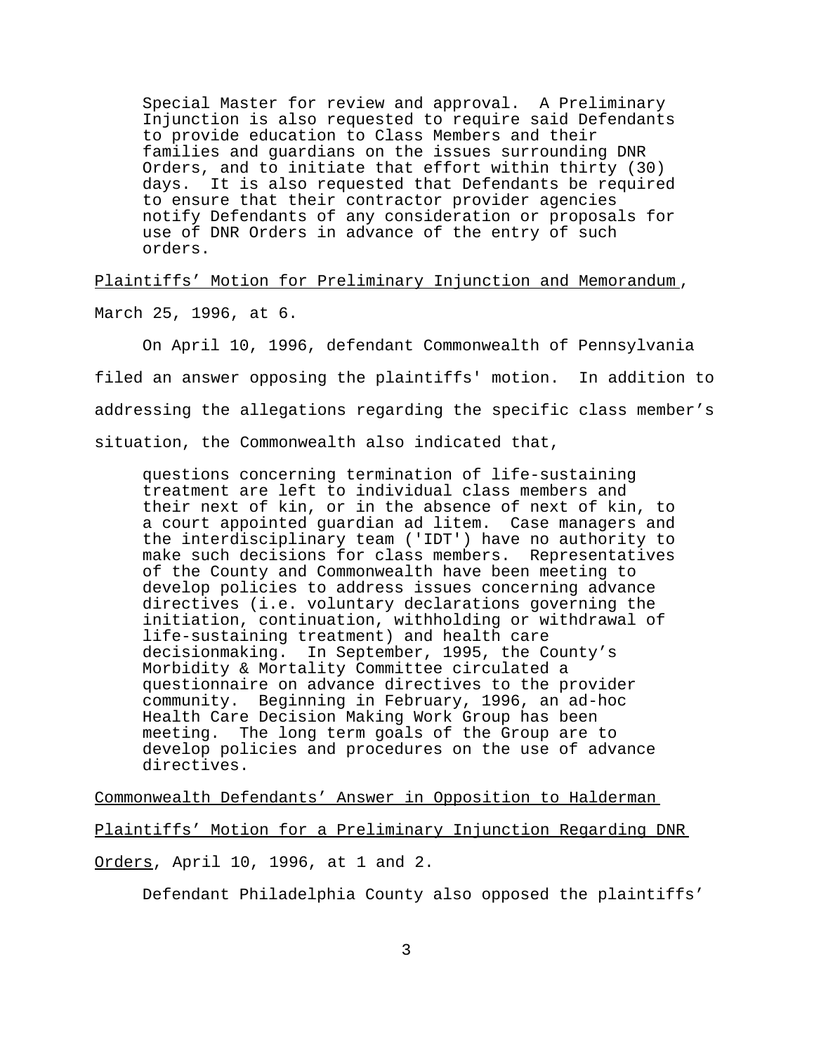> Special Master for review and approval. A Preliminary Injunction is also requested to require said Defendants to provide education to Class Members and their families and guardians on the issues surrounding DNR Orders, and to initiate that effort within thirty (30) days. It is also requested that Defendants be required to ensure that their contractor provider agencies notify Defendants of any consideration or proposals for use of DNR Orders in advance of the entry of such orders.

<u>Plaintiffs' Motion for Preliminary Injunction and Memorandum</u>, March 25, 1996, at 6.

On April 10, 1996, defendant Commonwealth of Pennsylvania filed an answer opposing the plaintiffs' motion. In addition to addressing the allegations regarding the specific class member's situation, the Commonwealth also indicated that,

> questions concerning termination of life-sustaining treatment are left to individual class members and their next of kin, or in the absence of next of kin, to a court appointed guardian ad litem. Case managers and the interdisciplinary team ('IDT') have no authority to make such decisions for class members. Representatives of the County and Commonwealth have been meeting to develop policies to address issues concerning advance directives (i.e. voluntary declarations governing the initiation, continuation, withholding or withdrawal of life-sustaining treatment) and health care decisionmaking. In September, 1995, the County's Morbidity & Mortality Committee circulated a questionnaire on advance directives to the provider community. Beginning in February, 1996, an ad-hoc Health Care Decision Making Work Group has been meeting. The long term goals of the Group are to develop policies and procedures on the use of advance directives.

<u>Commonwealth Defendants' Answer in Opposition to Halderman Plaintiffs' Motion for a Preliminary Injunction Regarding DNR Orders</u>, April 10, 1996, at 1 and 2.

Defendant Philadelphia County also opposed the plaintiffs'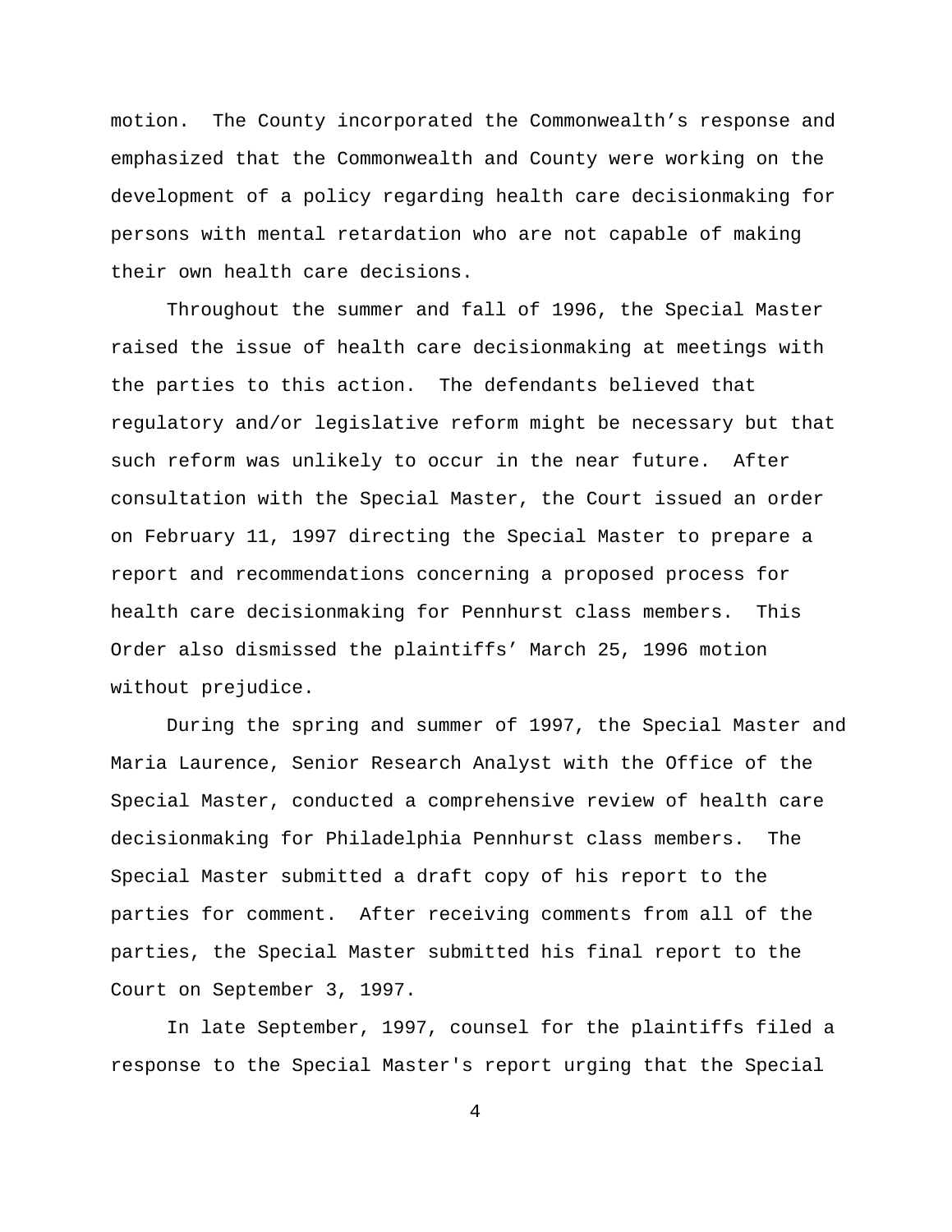motion. The County incorporated the Commonwealth's response and emphasized that the Commonwealth and County were working on the development of a policy regarding health care decisionmaking for persons with mental retardation who are not capable of making their own health care decisions.

Throughout the summer and fall of 1996, the Special Master raised the issue of health care decisionmaking at meetings with the parties to this action. The defendants believed that regulatory and/or legislative reform might be necessary but that such reform was unlikely to occur in the near future. After consultation with the Special Master, the Court issued an order on February 11, 1997 directing the Special Master to prepare a report and recommendations concerning a proposed process for health care decisionmaking for Pennhurst class members. This Order also dismissed the plaintiffs' March 25, 1996 motion without prejudice.

During the spring and summer of 1997, the Special Master and Maria Laurence, Senior Research Analyst with the Office of the Special Master, conducted a comprehensive review of health care decisionmaking for Philadelphia Pennhurst class members. The Special Master submitted a draft copy of his report to the parties for comment. After receiving comments from all of the parties, the Special Master submitted his final report to the Court on September 3, 1997.

In late September, 1997, counsel for the plaintiffs filed a response to the Special Master's report urging that the Special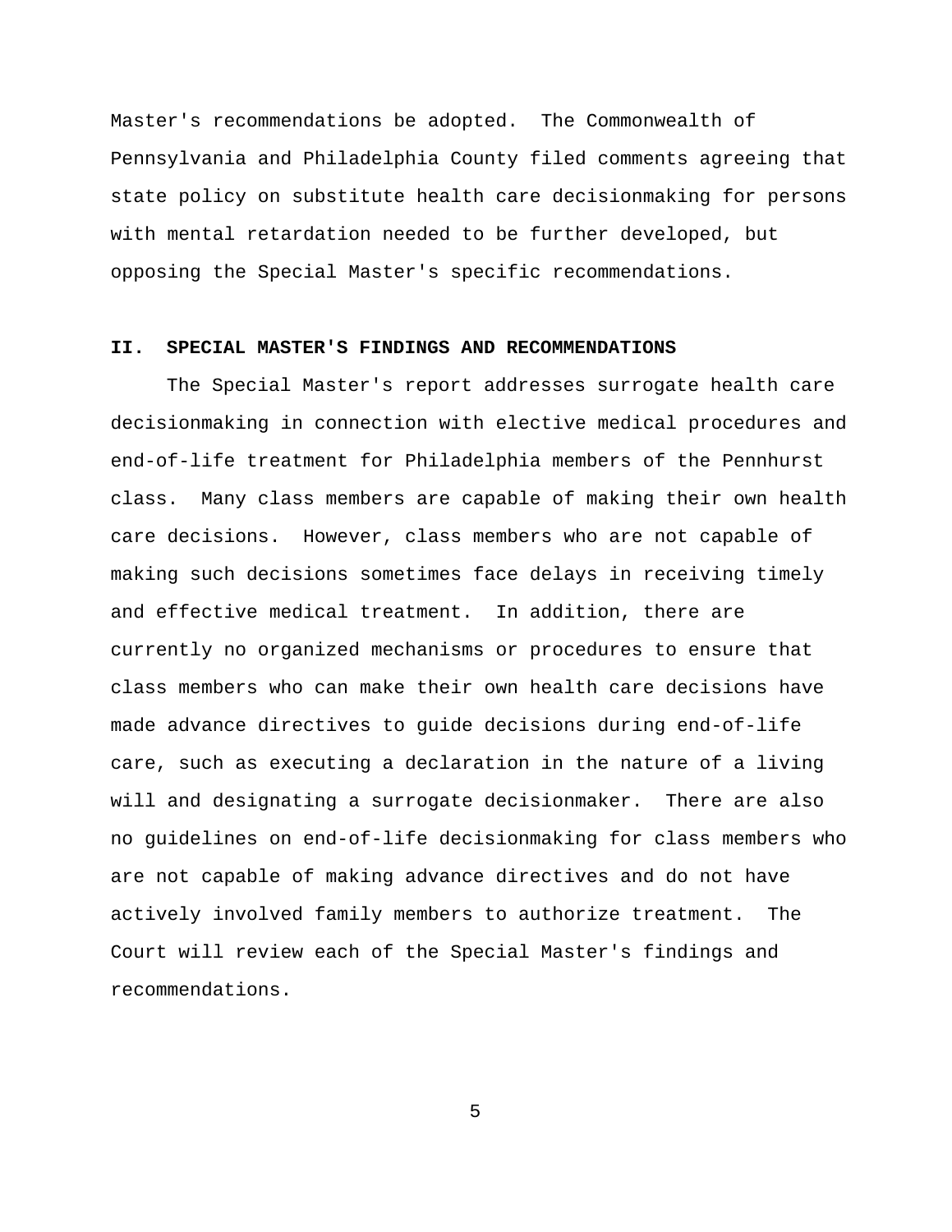Master's recommendations be adopted. The Commonwealth of Pennsylvania and Philadelphia County filed comments agreeing that state policy on substitute health care decisionmaking for persons with mental retardation needed to be further developed, but opposing the Special Master's specific recommendations.

## II. SPECIAL MASTER'S FINDINGS AND RECOMMENDATIONS

The Special Master's report addresses surrogate health care decisionmaking in connection with elective medical procedures and end-of-life treatment for Philadelphia members of the Pennhurst class. Many class members are capable of making their own health care decisions. However, class members who are not capable of making such decisions sometimes face delays in receiving timely and effective medical treatment. In addition, there are currently no organized mechanisms or procedures to ensure that class members who can make their own health care decisions have made advance directives to guide decisions during end-of-life care, such as executing a declaration in the nature of a living will and designating a surrogate decisionmaker. There are also no guidelines on end-of-life decisionmaking for class members who are not capable of making advance directives and do not have actively involved family members to authorize treatment. The Court will review each of the Special Master's findings and recommendations.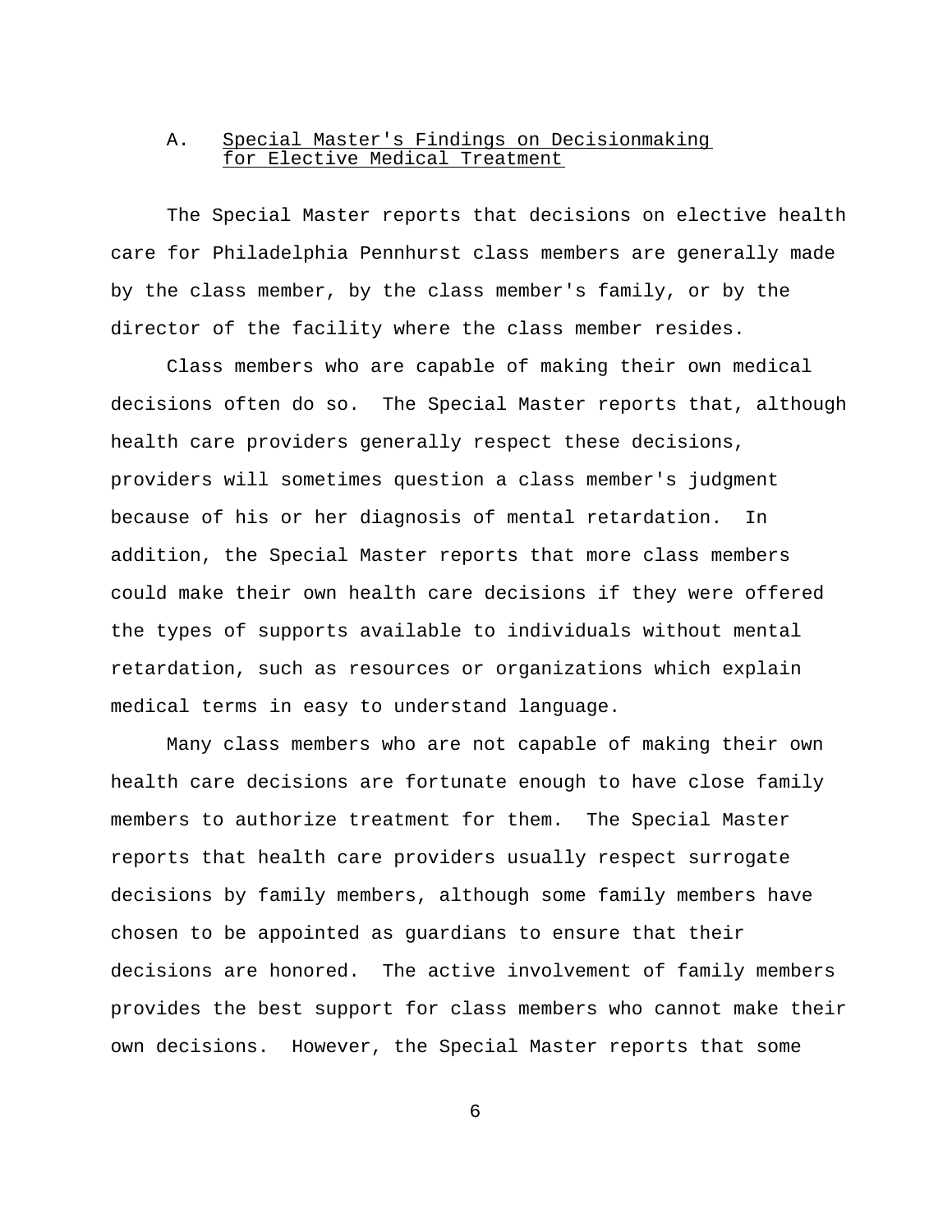### A. Special Master's Findings on Decisionmaking for Elective Medical Treatment

The Special Master reports that decisions on elective health care for Philadelphia Pennhurst class members are generally made by the class member, by the class member's family, or by the director of the facility where the class member resides.

Class members who are capable of making their own medical decisions often do so. The Special Master reports that, although health care providers generally respect these decisions, providers will sometimes question a class member's judgment because of his or her diagnosis of mental retardation. In addition, the Special Master reports that more class members could make their own health care decisions if they were offered the types of supports available to individuals without mental retardation, such as resources or organizations which explain medical terms in easy to understand language.

Many class members who are not capable of making their own health care decisions are fortunate enough to have close family members to authorize treatment for them. The Special Master reports that health care providers usually respect surrogate decisions by family members, although some family members have chosen to be appointed as guardians to ensure that their decisions are honored. The active involvement of family members provides the best support for class members who cannot make their own decisions. However, the Special Master reports that some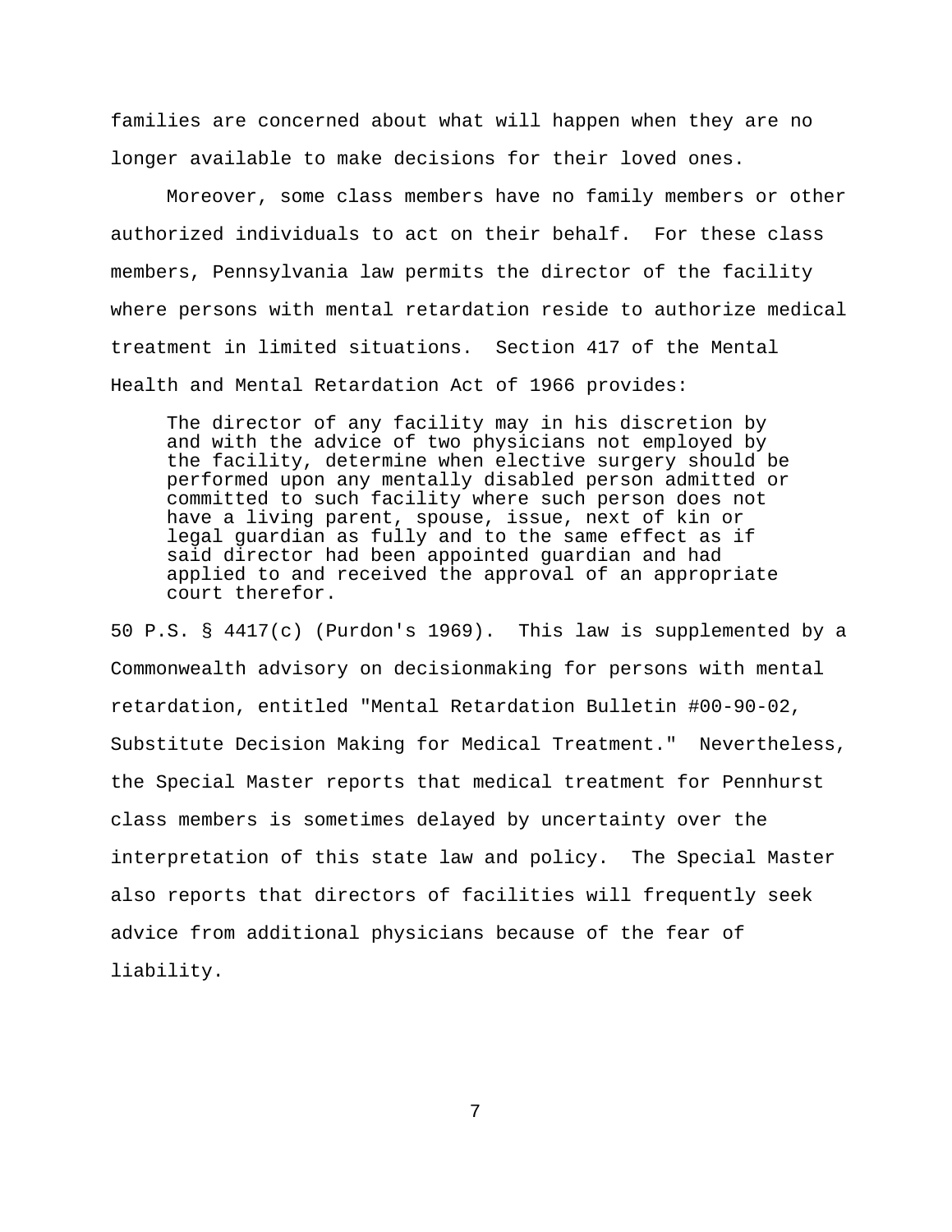families are concerned about what will happen when they are no longer available to make decisions for their loved ones.

Moreover, some class members have no family members or other authorized individuals to act on their behalf. For these class members, Pennsylvania law permits the director of the facility where persons with mental retardation reside to authorize medical treatment in limited situations. Section 417 of the Mental Health and Mental Retardation Act of 1966 provides:

> The director of any facility may in his discretion by and with the advice of two physicians not employed by the facility, determine when elective surgery should be performed upon any mentally disabled person admitted or committed to such facility where such person does not have a living parent, spouse, issue, next of kin or legal guardian as fully and to the same effect as if said director had been appointed guardian and had applied to and received the approval of an appropriate court therefor.

50 P.S. § 4417(c) (Purdon's 1969). This law is supplemented by a Commonwealth advisory on decisionmaking for persons with mental retardation, entitled "Mental Retardation Bulletin #00-90-02, Substitute Decision Making for Medical Treatment." Nevertheless, the Special Master reports that medical treatment for Pennhurst class members is sometimes delayed by uncertainty over the interpretation of this state law and policy. The Special Master also reports that directors of facilities will frequently seek advice from additional physicians because of the fear of liability.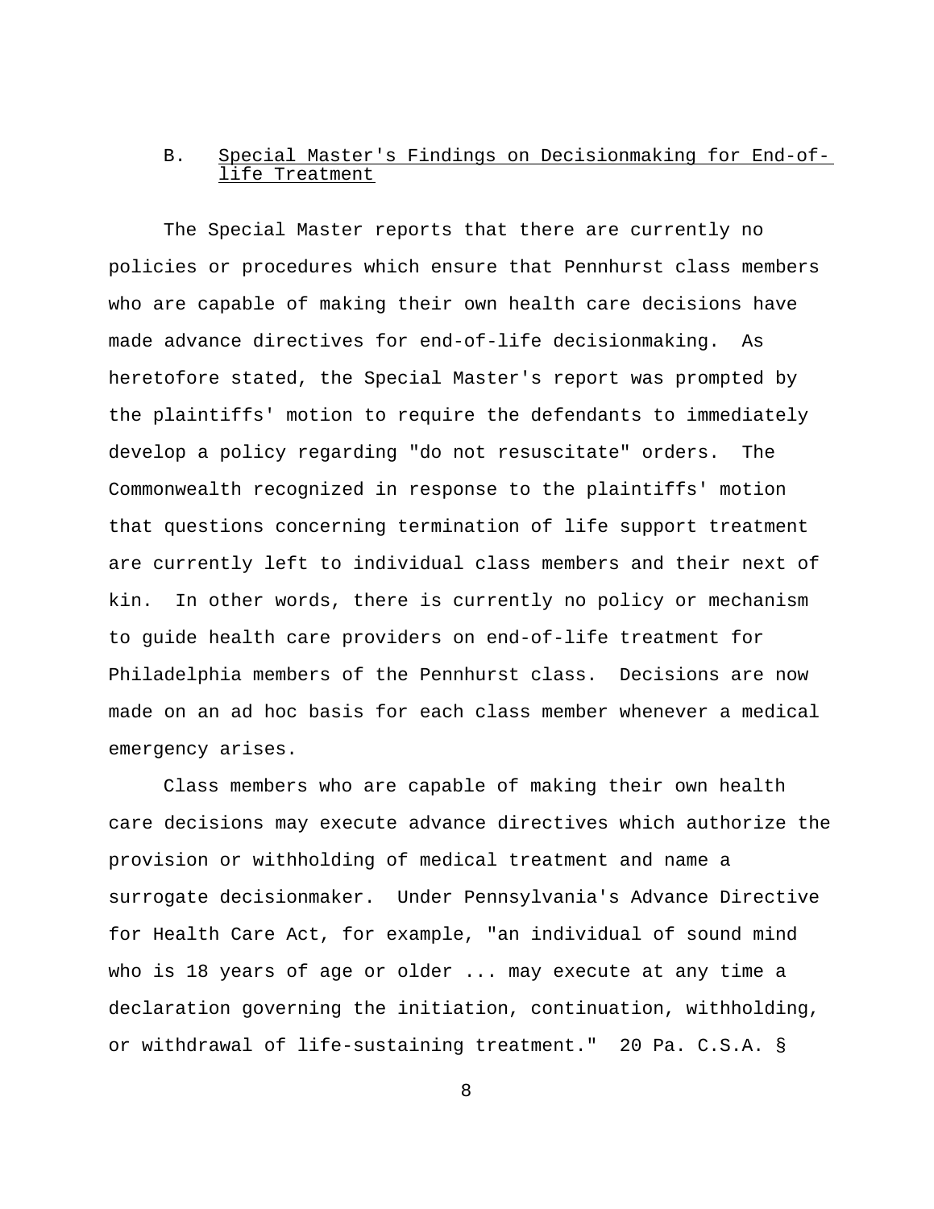### B. Special Master's Findings on Decisionmaking for End-of-life Treatment

The Special Master reports that there are currently no policies or procedures which ensure that Pennhurst class members who are capable of making their own health care decisions have made advance directives for end-of-life decisionmaking. As heretofore stated, the Special Master's report was prompted by the plaintiffs' motion to require the defendants to immediately develop a policy regarding "do not resuscitate" orders. The Commonwealth recognized in response to the plaintiffs' motion that questions concerning termination of life support treatment are currently left to individual class members and their next of kin. In other words, there is currently no policy or mechanism to guide health care providers on end-of-life treatment for Philadelphia members of the Pennhurst class. Decisions are now made on an ad hoc basis for each class member whenever a medical emergency arises.

Class members who are capable of making their own health care decisions may execute advance directives which authorize the provision or withholding of medical treatment and name a surrogate decisionmaker. Under Pennsylvania's Advance Directive for Health Care Act, for example, "an individual of sound mind who is 18 years of age or older ... may execute at any time a declaration governing the initiation, continuation, withholding, or withdrawal of life-sustaining treatment." 20 Pa. C.S.A. §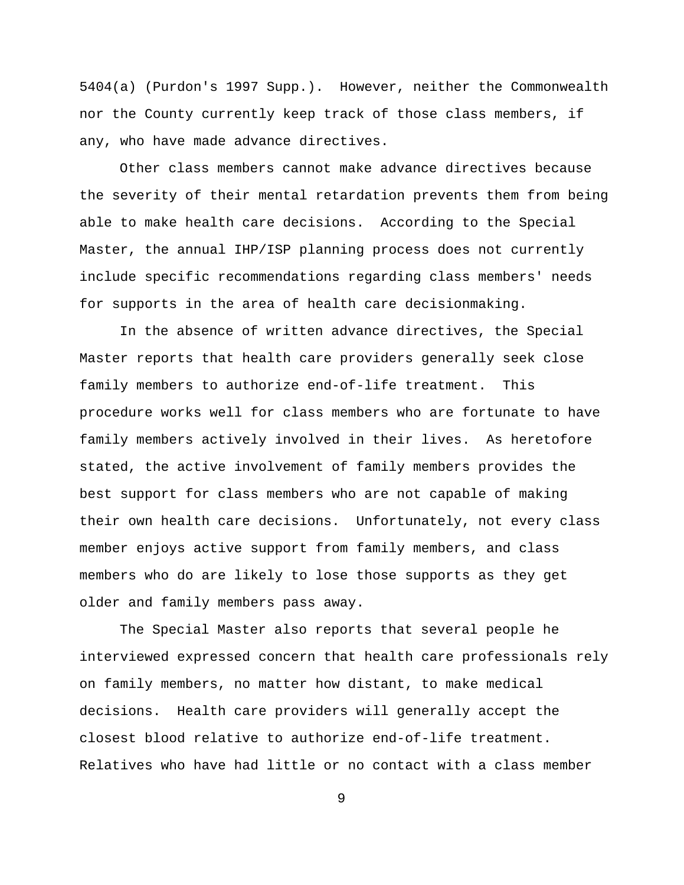5404(a) (Purdon's 1997 Supp.). However, neither the Commonwealth nor the County currently keep track of those class members, if any, who have made advance directives.

Other class members cannot make advance directives because the severity of their mental retardation prevents them from being able to make health care decisions. According to the Special Master, the annual IHP/ISP planning process does not currently include specific recommendations regarding class members' needs for supports in the area of health care decisionmaking.

In the absence of written advance directives, the Special Master reports that health care providers generally seek close family members to authorize end-of-life treatment. This procedure works well for class members who are fortunate to have family members actively involved in their lives. As heretofore stated, the active involvement of family members provides the best support for class members who are not capable of making their own health care decisions. Unfortunately, not every class member enjoys active support from family members, and class members who do are likely to lose those supports as they get older and family members pass away.

The Special Master also reports that several people he interviewed expressed concern that health care professionals rely on family members, no matter how distant, to make medical decisions. Health care providers will generally accept the closest blood relative to authorize end-of-life treatment. Relatives who have had little or no contact with a class member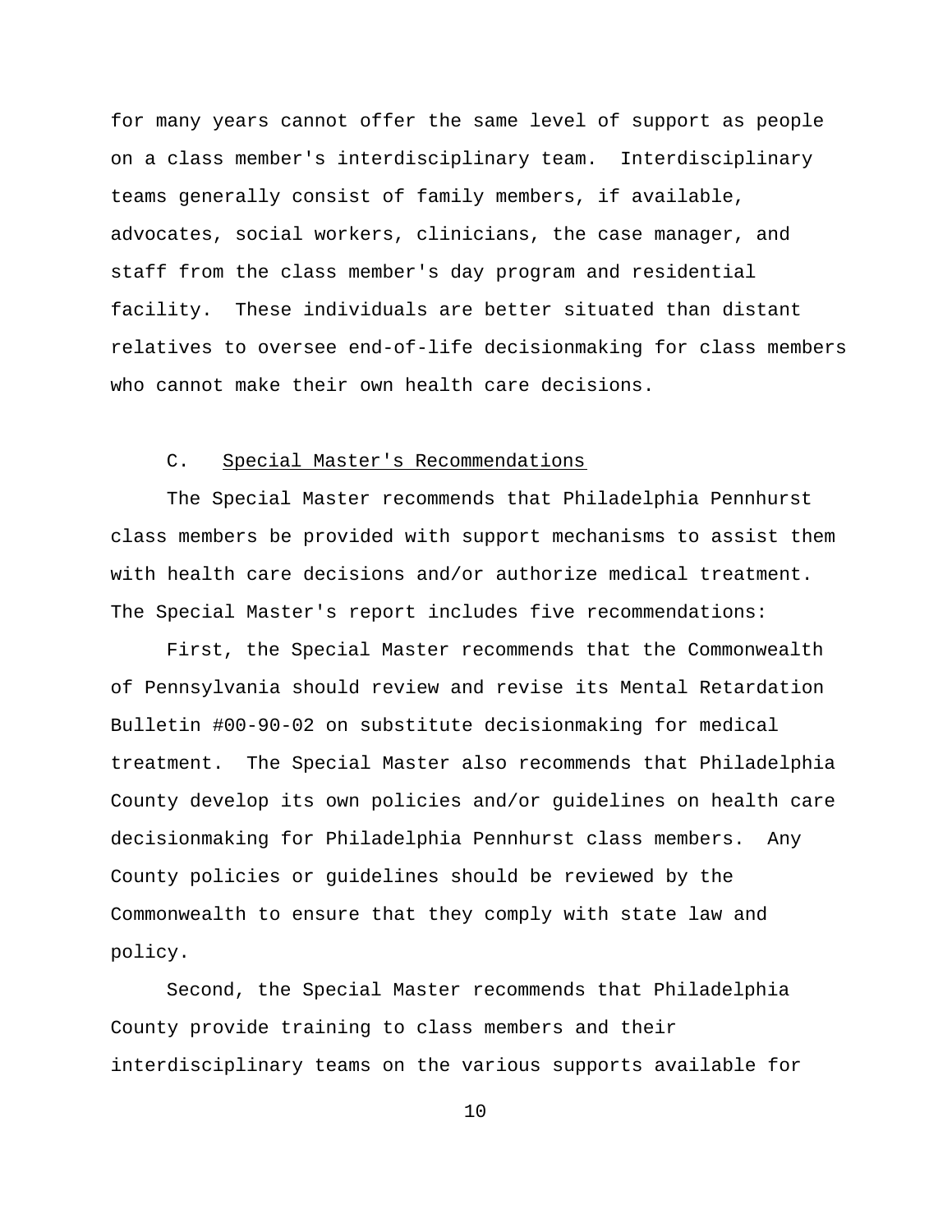for many years cannot offer the same level of support as people on a class member's interdisciplinary team. Interdisciplinary teams generally consist of family members, if available, advocates, social workers, clinicians, the case manager, and staff from the class member's day program and residential facility. These individuals are better situated than distant relatives to oversee end-of-life decisionmaking for class members who cannot make their own health care decisions.

### C. Special Master's Recommendations

The Special Master recommends that Philadelphia Pennhurst class members be provided with support mechanisms to assist them with health care decisions and/or authorize medical treatment. The Special Master's report includes five recommendations:

First, the Special Master recommends that the Commonwealth of Pennsylvania should review and revise its Mental Retardation Bulletin #00-90-02 on substitute decisionmaking for medical treatment. The Special Master also recommends that Philadelphia County develop its own policies and/or guidelines on health care decisionmaking for Philadelphia Pennhurst class members. Any County policies or guidelines should be reviewed by the Commonwealth to ensure that they comply with state law and policy.

Second, the Special Master recommends that Philadelphia County provide training to class members and their interdisciplinary teams on the various supports available for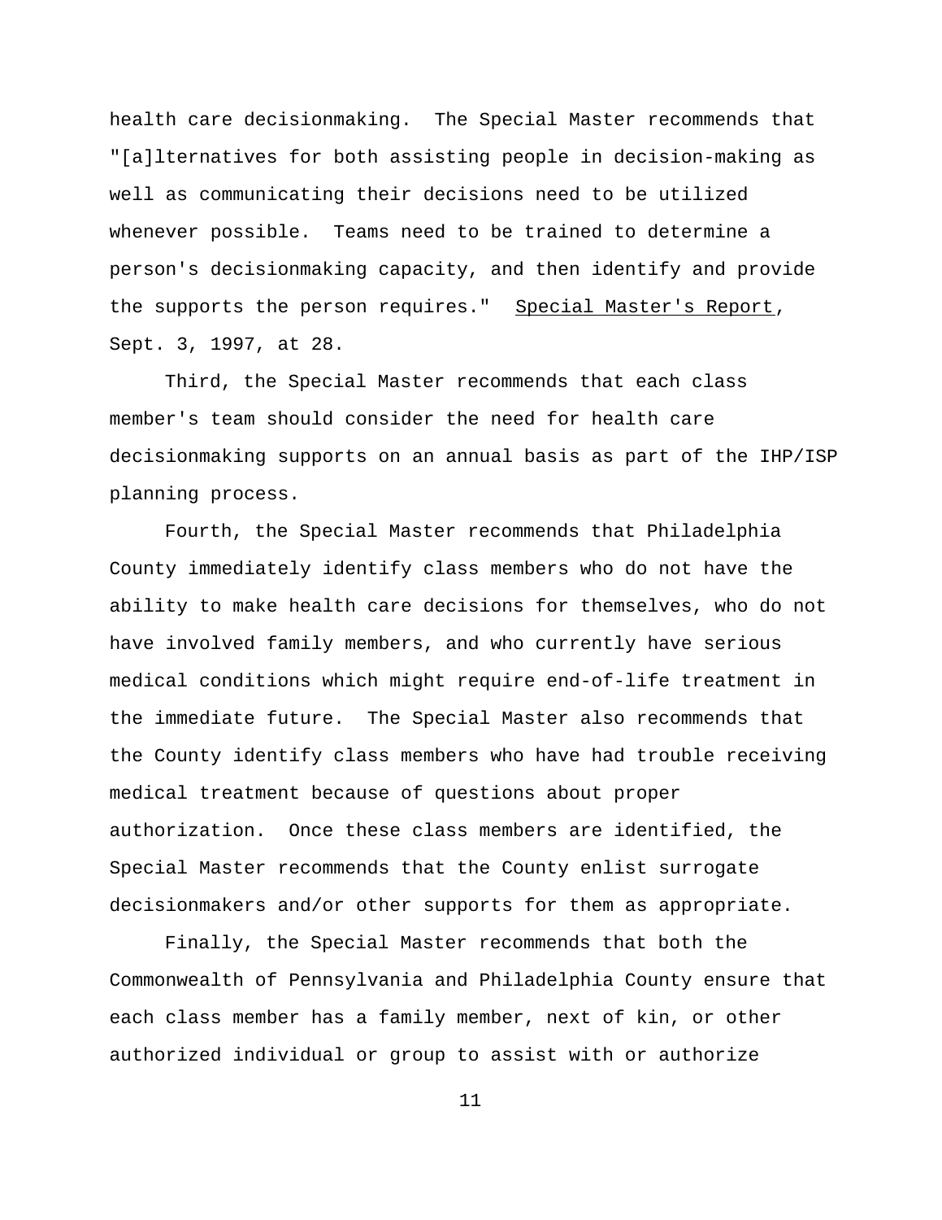health care decisionmaking. The Special Master recommends that "[a]lternatives for both assisting people in decision-making as well as communicating their decisions need to be utilized whenever possible. Teams need to be trained to determine a person's decisionmaking capacity, and then identify and provide the supports the person requires." Special Master's Report, Sept. 3, 1997, at 28.

Third, the Special Master recommends that each class member's team should consider the need for health care decisionmaking supports on an annual basis as part of the IHP/ISP planning process.

Fourth, the Special Master recommends that Philadelphia County immediately identify class members who do not have the ability to make health care decisions for themselves, who do not have involved family members, and who currently have serious medical conditions which might require end-of-life treatment in the immediate future. The Special Master also recommends that the County identify class members who have had trouble receiving medical treatment because of questions about proper authorization. Once these class members are identified, the Special Master recommends that the County enlist surrogate decisionmakers and/or other supports for them as appropriate.

Finally, the Special Master recommends that both the Commonwealth of Pennsylvania and Philadelphia County ensure that each class member has a family member, next of kin, or other authorized individual or group to assist with or authorize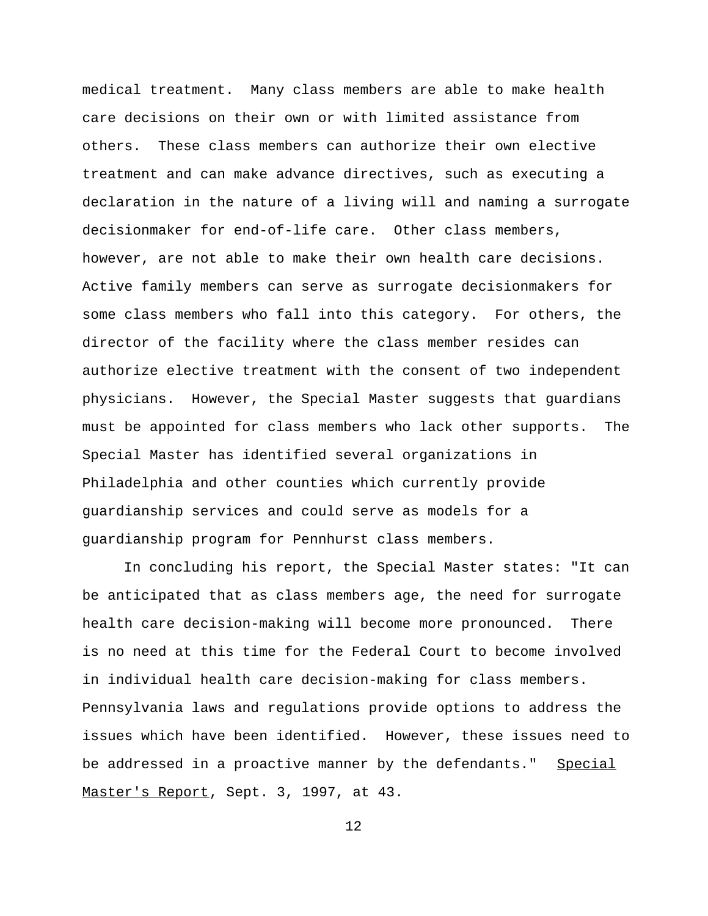medical treatment. Many class members are able to make health care decisions on their own or with limited assistance from others. These class members can authorize their own elective treatment and can make advance directives, such as executing a declaration in the nature of a living will and naming a surrogate decisionmaker for end-of-life care. Other class members, however, are not able to make their own health care decisions. Active family members can serve as surrogate decisionmakers for some class members who fall into this category. For others, the director of the facility where the class member resides can authorize elective treatment with the consent of two independent physicians. However, the Special Master suggests that guardians must be appointed for class members who lack other supports. The Special Master has identified several organizations in Philadelphia and other counties which currently provide guardianship services and could serve as models for a guardianship program for Pennhurst class members.

In concluding his report, the Special Master states: "It can be anticipated that as class members age, the need for surrogate health care decision-making will become more pronounced. There is no need at this time for the Federal Court to become involved in individual health care decision-making for class members. Pennsylvania laws and regulations provide options to address the issues which have been identified. However, these issues need to be addressed in a proactive manner by the defendants." Special Master's Report, Sept. 3, 1997, at 43.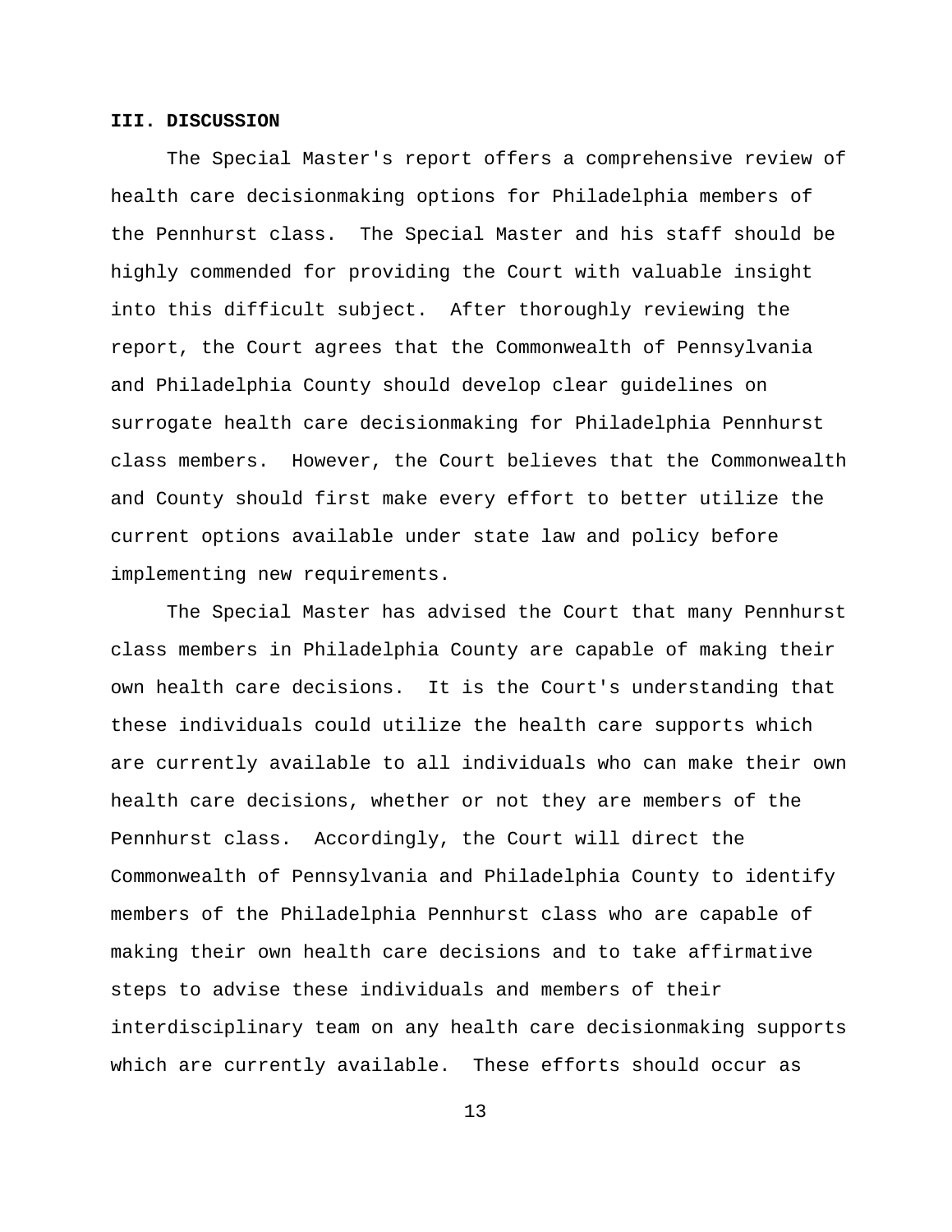## III. DISCUSSION

The Special Master's report offers a comprehensive review of health care decisionmaking options for Philadelphia members of the Pennhurst class. The Special Master and his staff should be highly commended for providing the Court with valuable insight into this difficult subject. After thoroughly reviewing the report, the Court agrees that the Commonwealth of Pennsylvania and Philadelphia County should develop clear guidelines on surrogate health care decisionmaking for Philadelphia Pennhurst class members. However, the Court believes that the Commonwealth and County should first make every effort to better utilize the current options available under state law and policy before implementing new requirements.

The Special Master has advised the Court that many Pennhurst class members in Philadelphia County are capable of making their own health care decisions. It is the Court's understanding that these individuals could utilize the health care supports which are currently available to all individuals who can make their own health care decisions, whether or not they are members of the Pennhurst class. Accordingly, the Court will direct the Commonwealth of Pennsylvania and Philadelphia County to identify members of the Philadelphia Pennhurst class who are capable of making their own health care decisions and to take affirmative steps to advise these individuals and members of their interdisciplinary team on any health care decisionmaking supports which are currently available. These efforts should occur as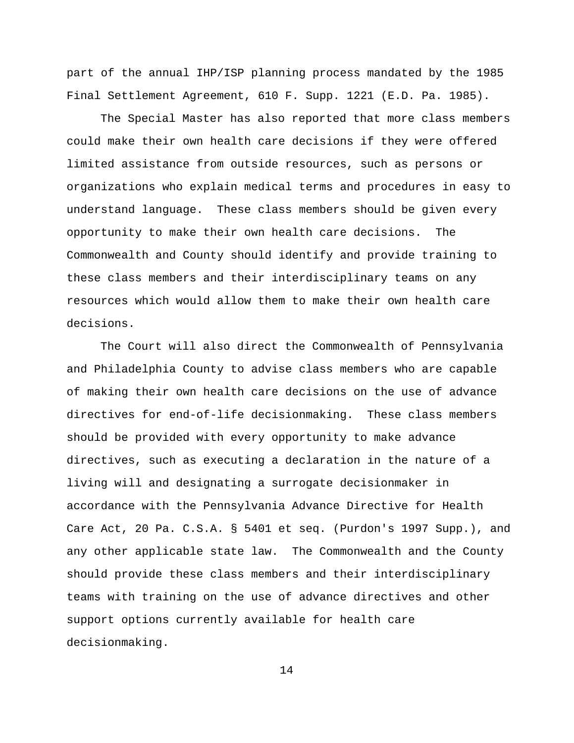part of the annual IHP/ISP planning process mandated by the 1985 Final Settlement Agreement, 610 F. Supp. 1221 (E.D. Pa. 1985).

The Special Master has also reported that more class members could make their own health care decisions if they were offered limited assistance from outside resources, such as persons or organizations who explain medical terms and procedures in easy to understand language. These class members should be given every opportunity to make their own health care decisions. The Commonwealth and County should identify and provide training to these class members and their interdisciplinary teams on any resources which would allow them to make their own health care decisions.

The Court will also direct the Commonwealth of Pennsylvania and Philadelphia County to advise class members who are capable of making their own health care decisions on the use of advance directives for end-of-life decisionmaking. These class members should be provided with every opportunity to make advance directives, such as executing a declaration in the nature of a living will and designating a surrogate decisionmaker in accordance with the Pennsylvania Advance Directive for Health Care Act, 20 Pa. C.S.A. § 5401 et seq. (Purdon's 1997 Supp.), and any other applicable state law. The Commonwealth and the County should provide these class members and their interdisciplinary teams with training on the use of advance directives and other support options currently available for health care decisionmaking.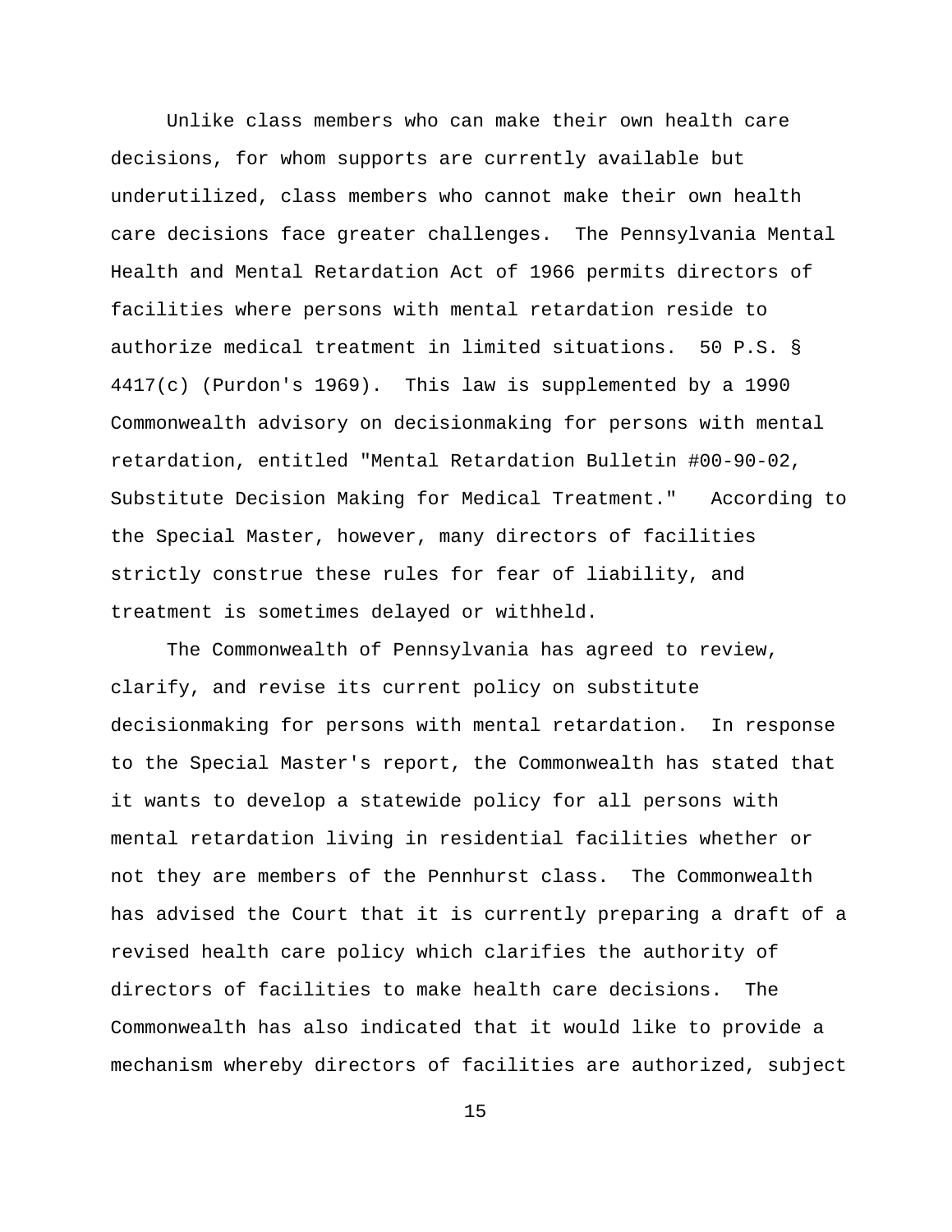Unlike class members who can make their own health care decisions, for whom supports are currently available but underutilized, class members who cannot make their own health care decisions face greater challenges. The Pennsylvania Mental Health and Mental Retardation Act of 1966 permits directors of facilities where persons with mental retardation reside to authorize medical treatment in limited situations. 50 P.S. § 4417(c) (Purdon's 1969). This law is supplemented by a 1990 Commonwealth advisory on decisionmaking for persons with mental retardation, entitled "Mental Retardation Bulletin #00-90-02, Substitute Decision Making for Medical Treatment." According to the Special Master, however, many directors of facilities strictly construe these rules for fear of liability, and treatment is sometimes delayed or withheld.

The Commonwealth of Pennsylvania has agreed to review, clarify, and revise its current policy on substitute decisionmaking for persons with mental retardation. In response to the Special Master's report, the Commonwealth has stated that it wants to develop a statewide policy for all persons with mental retardation living in residential facilities whether or not they are members of the Pennhurst class. The Commonwealth has advised the Court that it is currently preparing a draft of a revised health care policy which clarifies the authority of directors of facilities to make health care decisions. The Commonwealth has also indicated that it would like to provide a mechanism whereby directors of facilities are authorized, subject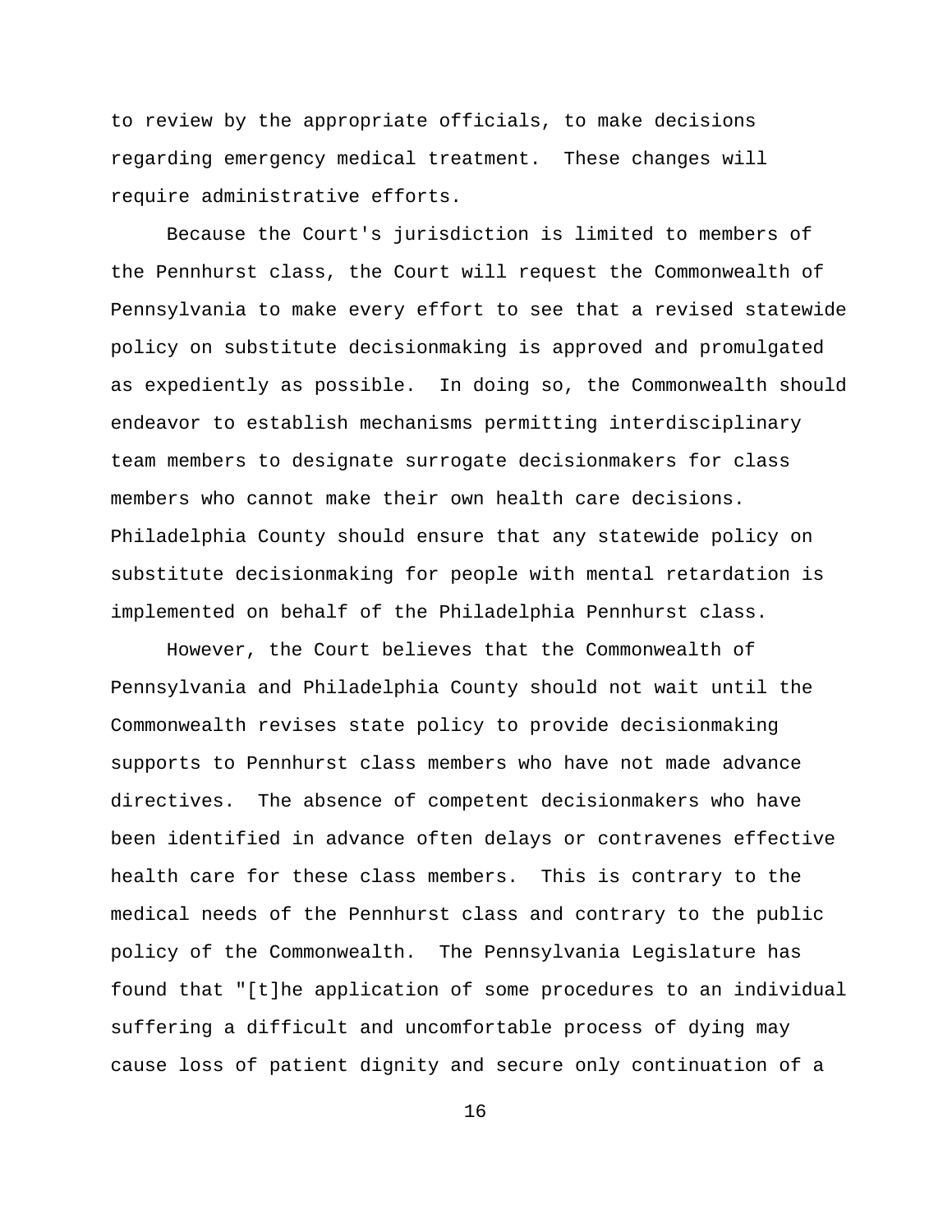to review by the appropriate officials, to make decisions regarding emergency medical treatment. These changes will require administrative efforts.

Because the Court's jurisdiction is limited to members of the Pennhurst class, the Court will request the Commonwealth of Pennsylvania to make every effort to see that a revised statewide policy on substitute decisionmaking is approved and promulgated as expediently as possible. In doing so, the Commonwealth should endeavor to establish mechanisms permitting interdisciplinary team members to designate surrogate decisionmakers for class members who cannot make their own health care decisions. Philadelphia County should ensure that any statewide policy on substitute decisionmaking for people with mental retardation is implemented on behalf of the Philadelphia Pennhurst class.

However, the Court believes that the Commonwealth of Pennsylvania and Philadelphia County should not wait until the Commonwealth revises state policy to provide decisionmaking supports to Pennhurst class members who have not made advance directives. The absence of competent decisionmakers who have been identified in advance often delays or contravenes effective health care for these class members. This is contrary to the medical needs of the Pennhurst class and contrary to the public policy of the Commonwealth. The Pennsylvania Legislature has found that "[t]he application of some procedures to an individual suffering a difficult and uncomfortable process of dying may cause loss of patient dignity and secure only continuation of a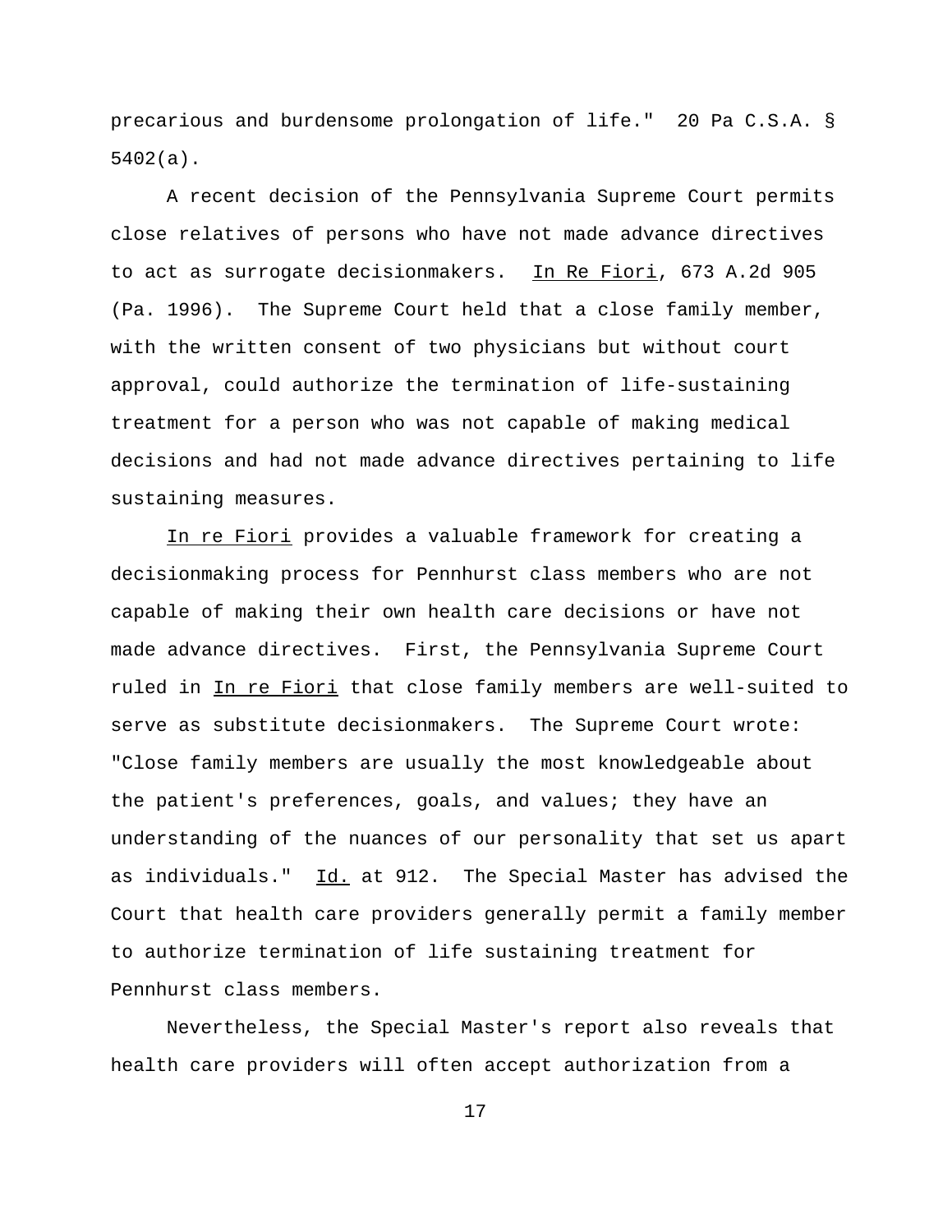precarious and burdensome prolongation of life." 20 Pa C.S.A. § 5402(a).

A recent decision of the Pennsylvania Supreme Court permits close relatives of persons who have not made advance directives to act as surrogate decisionmakers. In Re Fiori, 673 A.2d 905 (Pa. 1996). The Supreme Court held that a close family member, with the written consent of two physicians but without court approval, could authorize the termination of life-sustaining treatment for a person who was not capable of making medical decisions and had not made advance directives pertaining to life sustaining measures.

In re Fiori provides a valuable framework for creating a decisionmaking process for Pennhurst class members who are not capable of making their own health care decisions or have not made advance directives. First, the Pennsylvania Supreme Court ruled in In re Fiori that close family members are well-suited to serve as substitute decisionmakers. The Supreme Court wrote: "Close family members are usually the most knowledgeable about the patient's preferences, goals, and values; they have an understanding of the nuances of our personality that set us apart as individuals." Id. at 912. The Special Master has advised the Court that health care providers generally permit a family member to authorize termination of life sustaining treatment for Pennhurst class members.

Nevertheless, the Special Master's report also reveals that health care providers will often accept authorization from a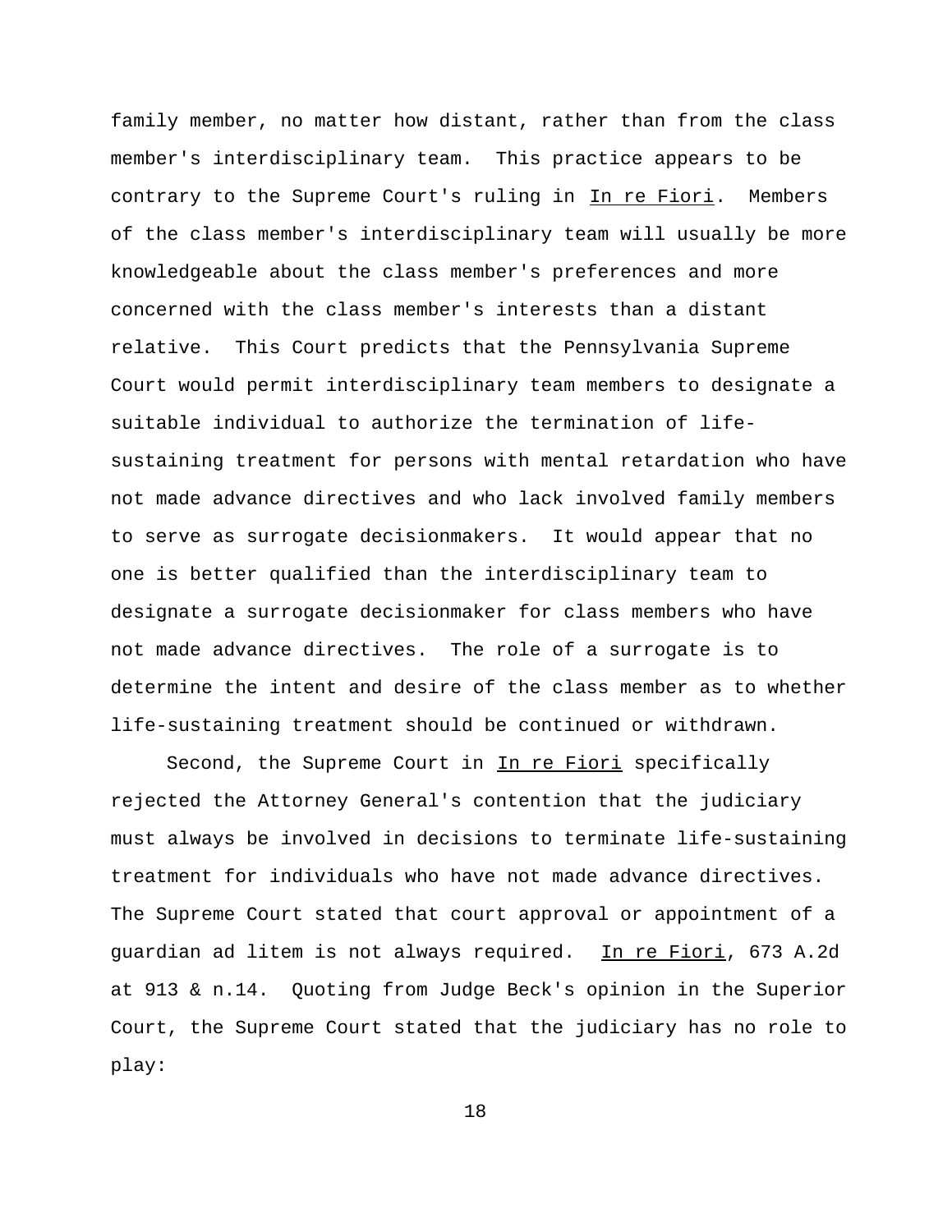family member, no matter how distant, rather than from the class member's interdisciplinary team. This practice appears to be contrary to the Supreme Court's ruling in In re Fiori. Members of the class member's interdisciplinary team will usually be more knowledgeable about the class member's preferences and more concerned with the class member's interests than a distant relative. This Court predicts that the Pennsylvania Supreme Court would permit interdisciplinary team members to designate a suitable individual to authorize the termination of life-sustaining treatment for persons with mental retardation who have not made advance directives and who lack involved family members to serve as surrogate decisionmakers. It would appear that no one is better qualified than the interdisciplinary team to designate a surrogate decisionmaker for class members who have not made advance directives. The role of a surrogate is to determine the intent and desire of the class member as to whether life-sustaining treatment should be continued or withdrawn.

Second, the Supreme Court in In re Fiori specifically rejected the Attorney General's contention that the judiciary must always be involved in decisions to terminate life-sustaining treatment for individuals who have not made advance directives. The Supreme Court stated that court approval or appointment of a guardian ad litem is not always required. In re Fiori, 673 A.2d at 913 & n.14. Quoting from Judge Beck's opinion in the Superior Court, the Supreme Court stated that the judiciary has no role to play: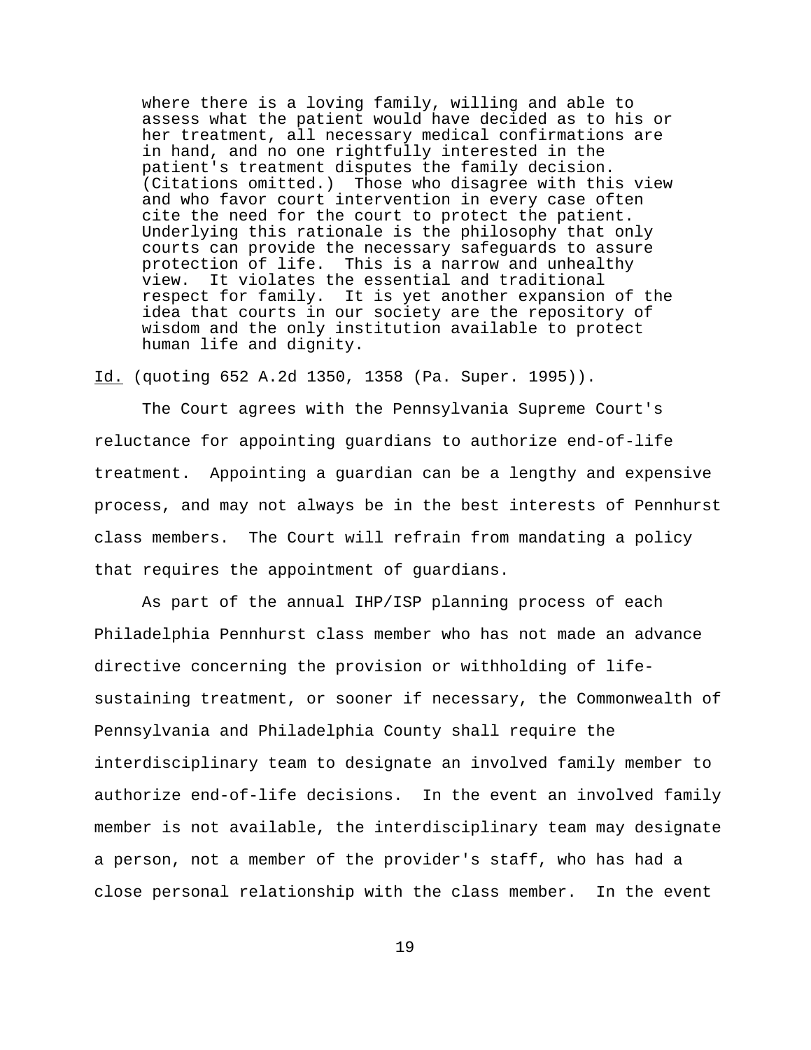> where there is a loving family, willing and able to assess what the patient would have decided as to his or her treatment, all necessary medical confirmations are in hand, and no one rightfully interested in the patient's treatment disputes the family decision. (Citations omitted.) Those who disagree with this view and who favor court intervention in every case often cite the need for the court to protect the patient. Underlying this rationale is the philosophy that only courts can provide the necessary safeguards to assure protection of life. This is a narrow and unhealthy view. It violates the essential and traditional respect for family. It is yet another expansion of the idea that courts in our society are the repository of wisdom and the only institution available to protect human life and dignity.

Id. (quoting 652 A.2d 1350, 1358 (Pa. Super. 1995)).

The Court agrees with the Pennsylvania Supreme Court's reluctance for appointing guardians to authorize end-of-life treatment. Appointing a guardian can be a lengthy and expensive process, and may not always be in the best interests of Pennhurst class members. The Court will refrain from mandating a policy that requires the appointment of guardians.

As part of the annual IHP/ISP planning process of each Philadelphia Pennhurst class member who has not made an advance directive concerning the provision or withholding of life-sustaining treatment, or sooner if necessary, the Commonwealth of Pennsylvania and Philadelphia County shall require the interdisciplinary team to designate an involved family member to authorize end-of-life decisions. In the event an involved family member is not available, the interdisciplinary team may designate a person, not a member of the provider's staff, who has had a close personal relationship with the class member. In the event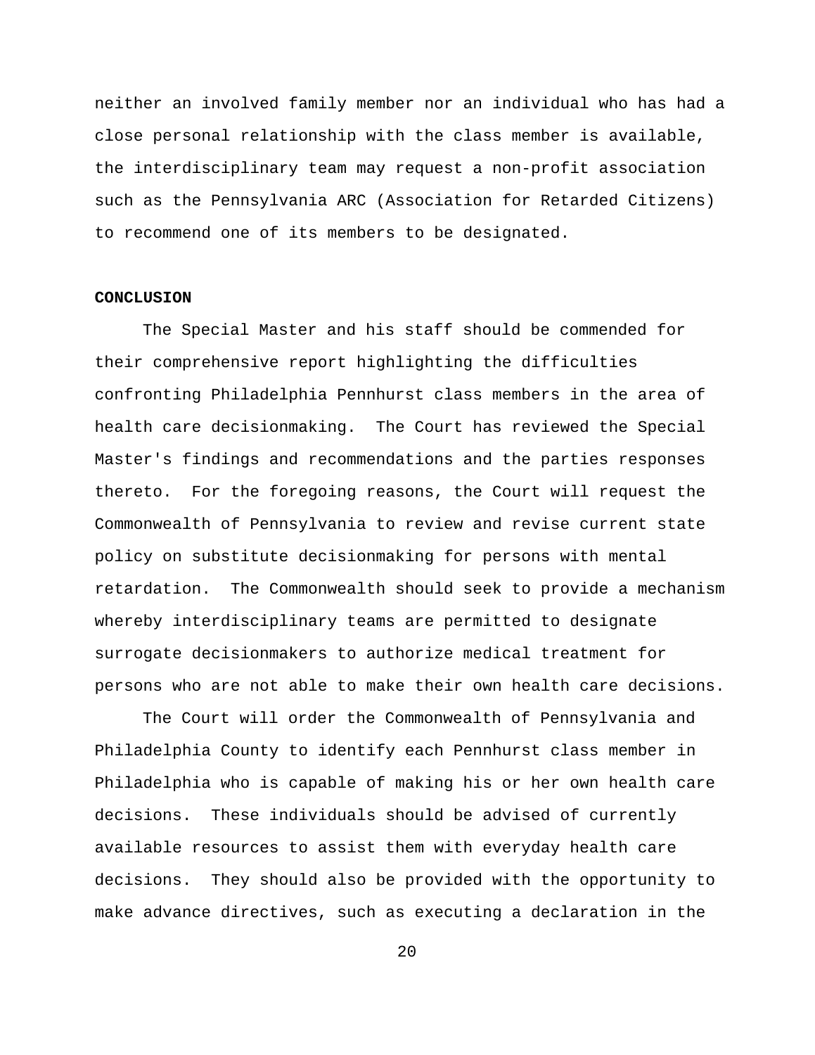neither an involved family member nor an individual who has had a close personal relationship with the class member is available, the interdisciplinary team may request a non-profit association such as the Pennsylvania ARC (Association for Retarded Citizens) to recommend one of its members to be designated.

**CONCLUSION**

The Special Master and his staff should be commended for their comprehensive report highlighting the difficulties confronting Philadelphia Pennhurst class members in the area of health care decisionmaking. The Court has reviewed the Special Master's findings and recommendations and the parties responses thereto. For the foregoing reasons, the Court will request the Commonwealth of Pennsylvania to review and revise current state policy on substitute decisionmaking for persons with mental retardation. The Commonwealth should seek to provide a mechanism whereby interdisciplinary teams are permitted to designate surrogate decisionmakers to authorize medical treatment for persons who are not able to make their own health care decisions.

The Court will order the Commonwealth of Pennsylvania and Philadelphia County to identify each Pennhurst class member in Philadelphia who is capable of making his or her own health care decisions. These individuals should be advised of currently available resources to assist them with everyday health care decisions. They should also be provided with the opportunity to make advance directives, such as executing a declaration in the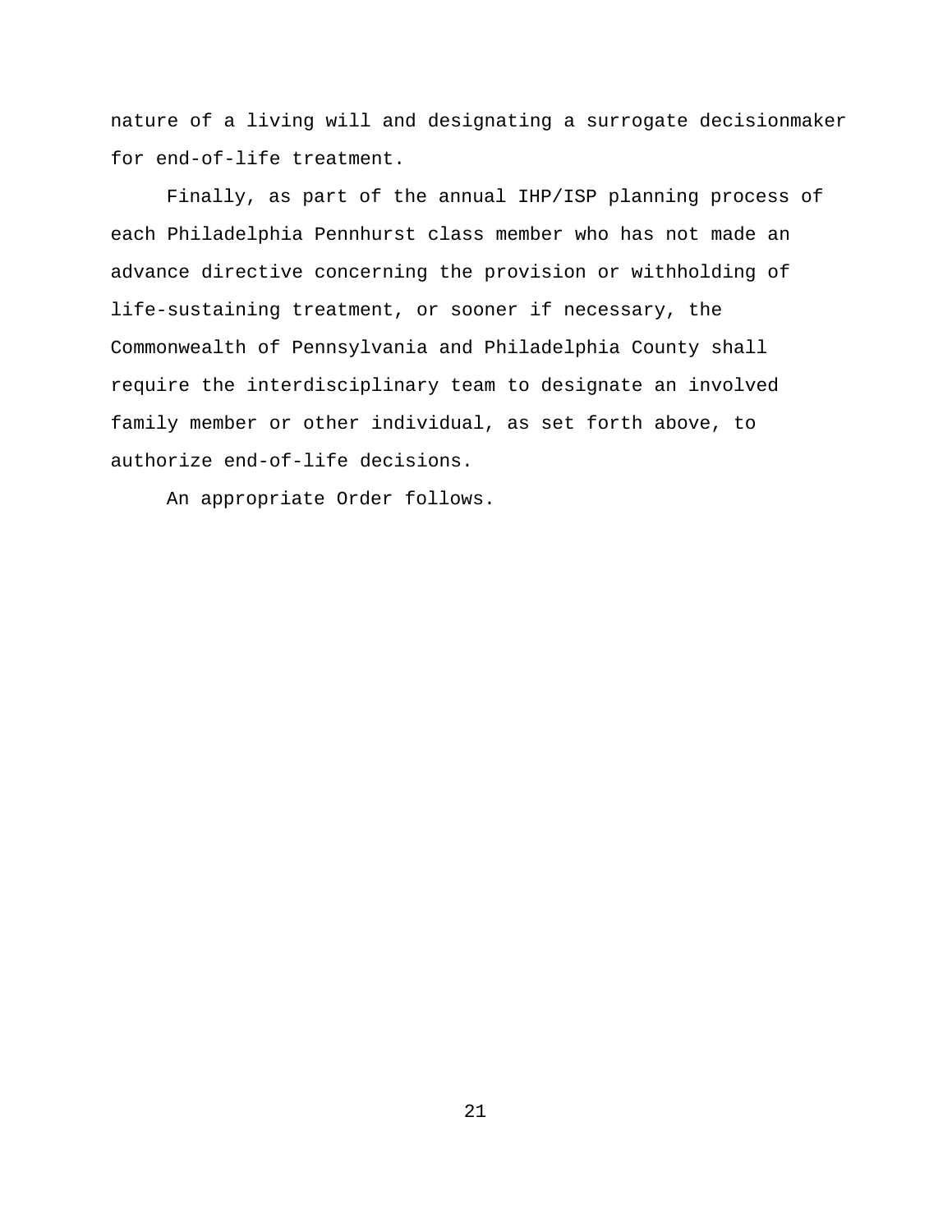nature of a living will and designating a surrogate decisionmaker for end-of-life treatment.

Finally, as part of the annual IHP/ISP planning process of each Philadelphia Pennhurst class member who has not made an advance directive concerning the provision or withholding of life-sustaining treatment, or sooner if necessary, the Commonwealth of Pennsylvania and Philadelphia County shall require the interdisciplinary team to designate an involved family member or other individual, as set forth above, to authorize end-of-life decisions.

An appropriate Order follows.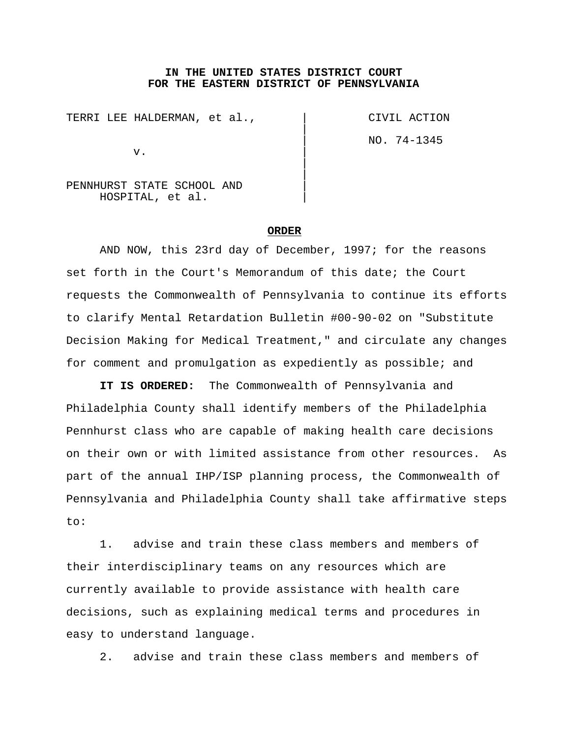**IN THE UNITED STATES DISTRICT COURT**
**FOR THE EASTERN DISTRICT OF PENNSYLVANIA**

| | |
|---|---|
| TERRI LEE HALDERMAN, et al., | CIVIL ACTION |
| v. | NO. 74-1345 |
| PENNHURST STATE SCHOOL AND HOSPITAL, et al. | |

**ORDER**

AND NOW, this 23rd day of December, 1997; for the reasons set forth in the Court's Memorandum of this date; the Court requests the Commonwealth of Pennsylvania to continue its efforts to clarify Mental Retardation Bulletin #00-90-02 on "Substitute Decision Making for Medical Treatment," and circulate any changes for comment and promulgation as expediently as possible; and

**IT IS ORDERED:** The Commonwealth of Pennsylvania and Philadelphia County shall identify members of the Philadelphia Pennhurst class who are capable of making health care decisions on their own or with limited assistance from other resources. As part of the annual IHP/ISP planning process, the Commonwealth of Pennsylvania and Philadelphia County shall take affirmative steps to:

1. advise and train these class members and members of their interdisciplinary teams on any resources which are currently available to provide assistance with health care decisions, such as explaining medical terms and procedures in easy to understand language.

2. advise and train these class members and members of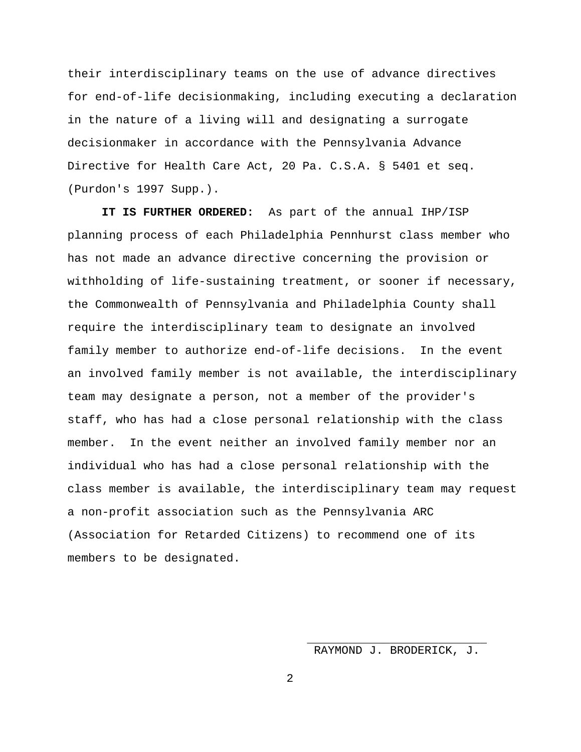their interdisciplinary teams on the use of advance directives for end-of-life decisionmaking, including executing a declaration in the nature of a living will and designating a surrogate decisionmaker in accordance with the Pennsylvania Advance Directive for Health Care Act, 20 Pa. C.S.A. § 5401 et seq. (Purdon's 1997 Supp.).

**IT IS FURTHER ORDERED:** As part of the annual IHP/ISP planning process of each Philadelphia Pennhurst class member who has not made an advance directive concerning the provision or withholding of life-sustaining treatment, or sooner if necessary, the Commonwealth of Pennsylvania and Philadelphia County shall require the interdisciplinary team to designate an involved family member to authorize end-of-life decisions. In the event an involved family member is not available, the interdisciplinary team may designate a person, not a member of the provider's staff, who has had a close personal relationship with the class member. In the event neither an involved family member nor an individual who has had a close personal relationship with the class member is available, the interdisciplinary team may request a non-profit association such as the Pennsylvania ARC (Association for Retarded Citizens) to recommend one of its members to be designated.

RAYMOND J. BRODERICK, J.